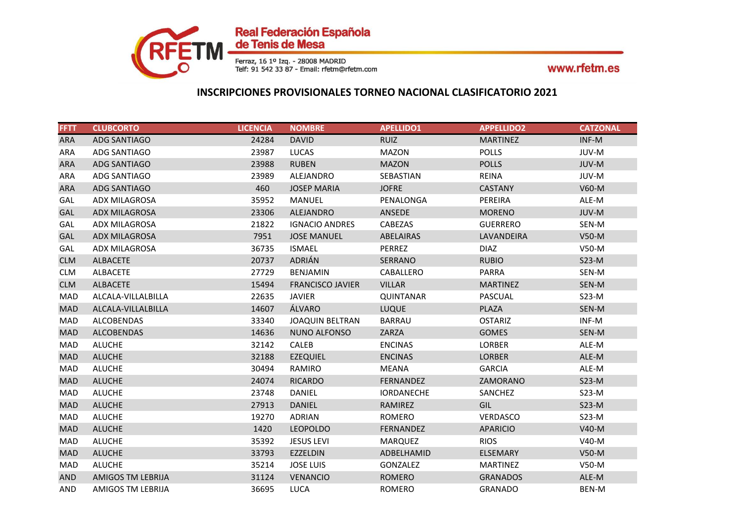Real Federación Española de Tenis de Mesa

Ferraz, 16 1º Izq. - 28008 MADRID
Telf: 91 542 33 87 - Email: rfetm@rfetm.com

www.rfetm.es

## INSCRIPCIONES PROVISIONALES TORNEO NACIONAL CLASIFICATORIO 2021

| FFTT | CLUBCORTO | LICENCIA | NOMBRE | APELLIDO1 | APPELLIDO2 | CATZONAL |
|---|---|---|---|---|---|---|
| ARA | ADG SANTIAGO | 24284 | DAVID | RUIZ | MARTINEZ | INF-M |
| ARA | ADG SANTIAGO | 23987 | LUCAS | MAZON | POLLS | JUV-M |
| ARA | ADG SANTIAGO | 23988 | RUBEN | MAZON | POLLS | JUV-M |
| ARA | ADG SANTIAGO | 23989 | ALEJANDRO | SEBASTIAN | REINA | JUV-M |
| ARA | ADG SANTIAGO | 460 | JOSEP MARIA | JOFRE | CASTANY | V60-M |
| GAL | ADX MILAGROSA | 35952 | MANUEL | PENALONGA | PEREIRA | ALE-M |
| GAL | ADX MILAGROSA | 23306 | ALEJANDRO | ANSEDE | MORENO | JUV-M |
| GAL | ADX MILAGROSA | 21822 | IGNACIO ANDRES | CABEZAS | GUERRERO | SEN-M |
| GAL | ADX MILAGROSA | 7951 | JOSE MANUEL | ABELAIRAS | LAVANDEIRA | V50-M |
| GAL | ADX MILAGROSA | 36735 | ISMAEL | PERREZ | DIAZ | V50-M |
| CLM | ALBACETE | 20737 | ADRIÁN | SERRANO | RUBIO | S23-M |
| CLM | ALBACETE | 27729 | BENJAMIN | CABALLERO | PARRA | SEN-M |
| CLM | ALBACETE | 15494 | FRANCISCO JAVIER | VILLAR | MARTINEZ | SEN-M |
| MAD | ALCALA-VILLALBILLA | 22635 | JAVIER | QUINTANAR | PASCUAL | S23-M |
| MAD | ALCALA-VILLALBILLA | 14607 | ÁLVARO | LUQUE | PLAZA | SEN-M |
| MAD | ALCOBENDAS | 33340 | JOAQUIN BELTRAN | BARRAU | OSTARIZ | INF-M |
| MAD | ALCOBENDAS | 14636 | NUNO ALFONSO | ZARZA | GOMES | SEN-M |
| MAD | ALUCHE | 32142 | CALEB | ENCINAS | LORBER | ALE-M |
| MAD | ALUCHE | 32188 | EZEQUIEL | ENCINAS | LORBER | ALE-M |
| MAD | ALUCHE | 30494 | RAMIRO | MEANA | GARCIA | ALE-M |
| MAD | ALUCHE | 24074 | RICARDO | FERNANDEZ | ZAMORANO | S23-M |
| MAD | ALUCHE | 23748 | DANIEL | IORDANECHE | SANCHEZ | S23-M |
| MAD | ALUCHE | 27913 | DANIEL | RAMIREZ | GIL | S23-M |
| MAD | ALUCHE | 19270 | ADRIAN | ROMERO | VERDASCO | S23-M |
| MAD | ALUCHE | 1420 | LEOPOLDO | FERNANDEZ | APARICIO | V40-M |
| MAD | ALUCHE | 35392 | JESUS LEVI | MARQUEZ | RIOS | V40-M |
| MAD | ALUCHE | 33793 | EZZELDIN | ADBELHAMID | ELSEMARY | V50-M |
| MAD | ALUCHE | 35214 | JOSE LUIS | GONZALEZ | MARTINEZ | V50-M |
| AND | AMIGOS TM LEBRIJA | 31124 | VENANCIO | ROMERO | GRANADOS | ALE-M |
| AND | AMIGOS TM LEBRIJA | 36695 | LUCA | ROMERO | GRANADO | BEN-M |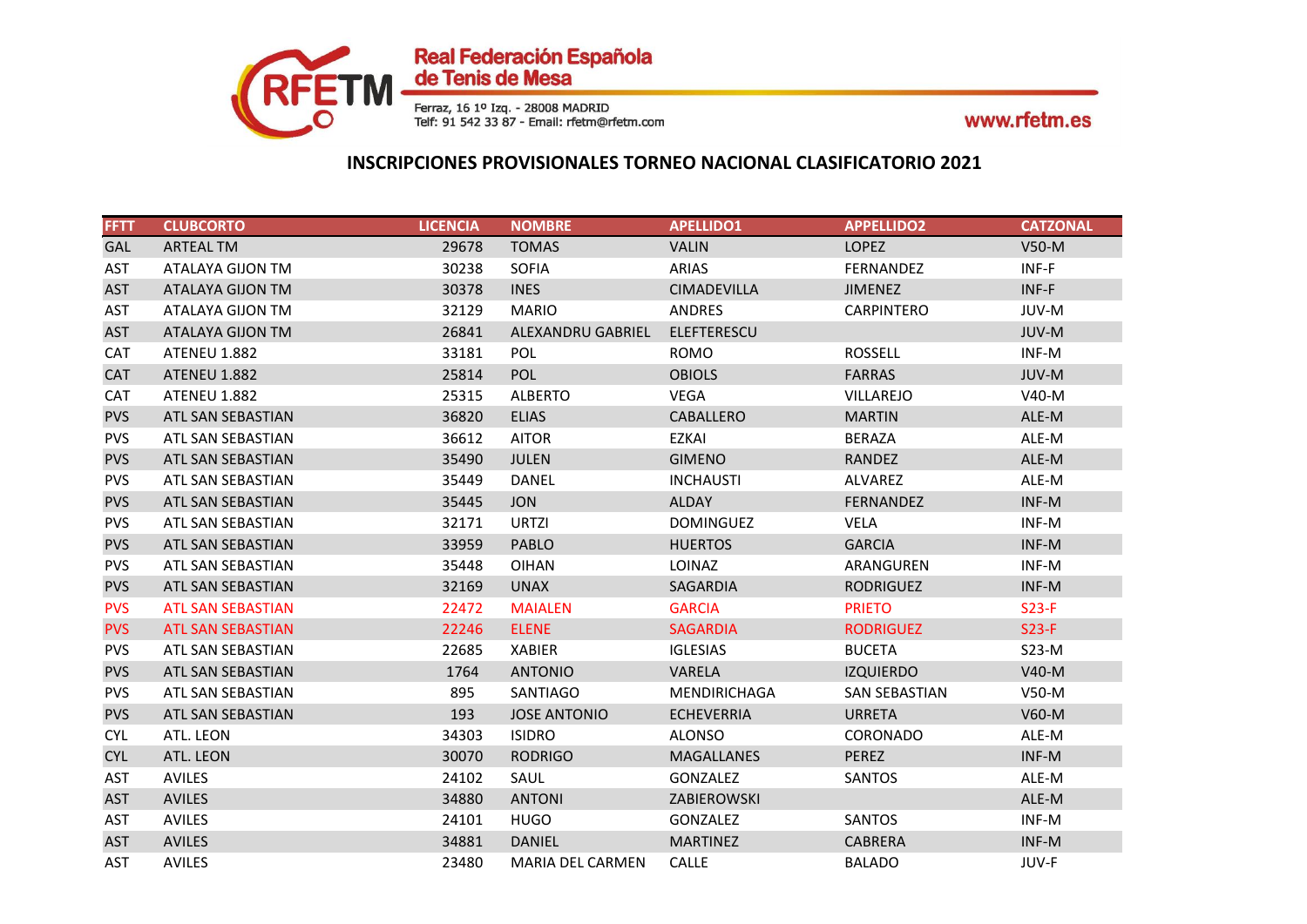Real Federación Española de Tenis de Mesa

Ferraz, 16 1º Izq. - 28008 MADRID
Telf: 91 542 33 87 - Email: rfetm@rfetm.com

www.rfetm.es

## INSCRIPCIONES PROVISIONALES TORNEO NACIONAL CLASIFICATORIO 2021

| FFTT | CLUBCORTO | LICENCIA | NOMBRE | APELLIDO1 | APPELLIDO2 | CATZONAL |
|---|---|---|---|---|---|---|
| GAL | ARTEAL TM | 29678 | TOMAS | VALIN | LOPEZ | V50-M |
| AST | ATALAYA GIJON TM | 30238 | SOFIA | ARIAS | FERNANDEZ | INF-F |
| AST | ATALAYA GIJON TM | 30378 | INES | CIMADEVILLA | JIMENEZ | INF-F |
| AST | ATALAYA GIJON TM | 32129 | MARIO | ANDRES | CARPINTERO | JUV-M |
| AST | ATALAYA GIJON TM | 26841 | ALEXANDRU GABRIEL | ELEFTERESCU | | JUV-M |
| CAT | ATENEU 1.882 | 33181 | POL | ROMO | ROSSELL | INF-M |
| CAT | ATENEU 1.882 | 25814 | POL | OBIOLS | FARRAS | JUV-M |
| CAT | ATENEU 1.882 | 25315 | ALBERTO | VEGA | VILLAREJO | V40-M |
| PVS | ATL SAN SEBASTIAN | 36820 | ELIAS | CABALLERO | MARTIN | ALE-M |
| PVS | ATL SAN SEBASTIAN | 36612 | AITOR | EZKAI | BERAZA | ALE-M |
| PVS | ATL SAN SEBASTIAN | 35490 | JULEN | GIMENO | RANDEZ | ALE-M |
| PVS | ATL SAN SEBASTIAN | 35449 | DANEL | INCHAUSTI | ALVAREZ | ALE-M |
| PVS | ATL SAN SEBASTIAN | 35445 | JON | ALDAY | FERNANDEZ | INF-M |
| PVS | ATL SAN SEBASTIAN | 32171 | URTZI | DOMINGUEZ | VELA | INF-M |
| PVS | ATL SAN SEBASTIAN | 33959 | PABLO | HUERTOS | GARCIA | INF-M |
| PVS | ATL SAN SEBASTIAN | 35448 | OIHAN | LOINAZ | ARANGUREN | INF-M |
| PVS | ATL SAN SEBASTIAN | 32169 | UNAX | SAGARDIA | RODRIGUEZ | INF-M |
| PVS | ATL SAN SEBASTIAN | 22472 | MAIALEN | GARCIA | PRIETO | S23-F |
| PVS | ATL SAN SEBASTIAN | 22246 | ELENE | SAGARDIA | RODRIGUEZ | S23-F |
| PVS | ATL SAN SEBASTIAN | 22685 | XABIER | IGLESIAS | BUCETA | S23-M |
| PVS | ATL SAN SEBASTIAN | 1764 | ANTONIO | VARELA | IZQUIERDO | V40-M |
| PVS | ATL SAN SEBASTIAN | 895 | SANTIAGO | MENDIRICHAGA | SAN SEBASTIAN | V50-M |
| PVS | ATL SAN SEBASTIAN | 193 | JOSE ANTONIO | ECHEVERRIA | URRETA | V60-M |
| CYL | ATL. LEON | 34303 | ISIDRO | ALONSO | CORONADO | ALE-M |
| CYL | ATL. LEON | 30070 | RODRIGO | MAGALLANES | PEREZ | INF-M |
| AST | AVILES | 24102 | SAUL | GONZALEZ | SANTOS | ALE-M |
| AST | AVILES | 34880 | ANTONI | ZABIEROWSKI | | ALE-M |
| AST | AVILES | 24101 | HUGO | GONZALEZ | SANTOS | INF-M |
| AST | AVILES | 34881 | DANIEL | MARTINEZ | CABRERA | INF-M |
| AST | AVILES | 23480 | MARIA DEL CARMEN | CALLE | BALADO | JUV-F |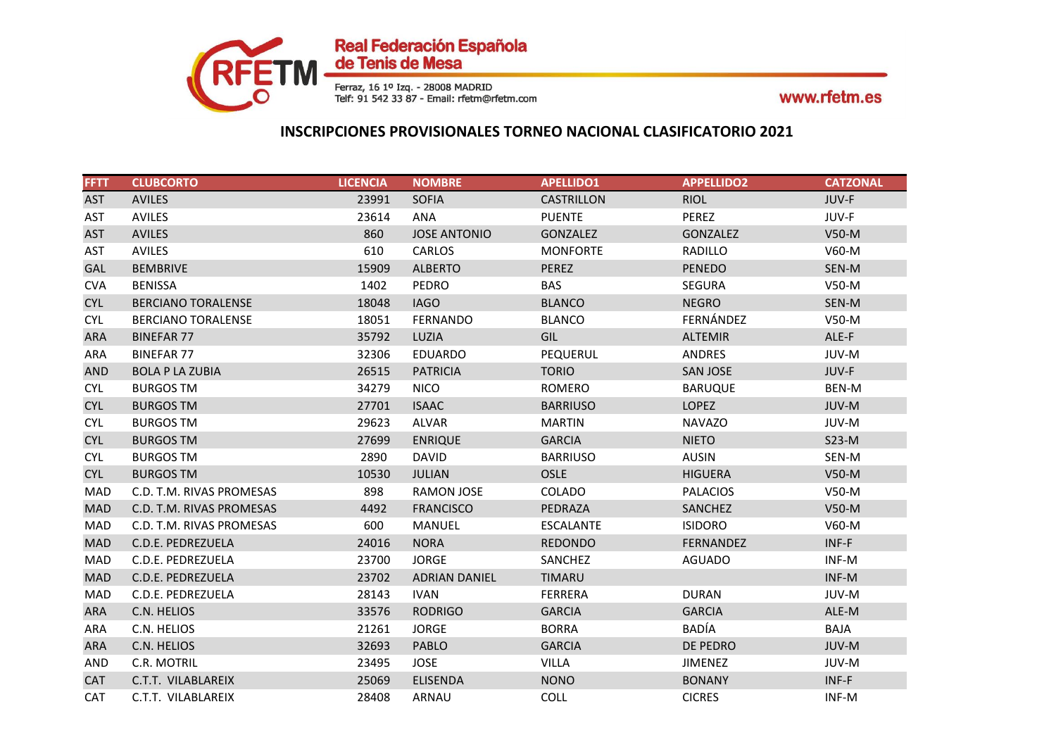## INSCRIPCIONES PROVISIONALES TORNEO NACIONAL CLASIFICATORIO 2021

| FFTT | CLUBCORTO | LICENCIA | NOMBRE | APELLIDO1 | APPELLIDO2 | CATZONAL |
|---|---|---|---|---|---|---|
| AST | AVILES | 23991 | SOFIA | CASTRILLON | RIOL | JUV-F |
| AST | AVILES | 23614 | ANA | PUENTE | PEREZ | JUV-F |
| AST | AVILES | 860 | JOSE ANTONIO | GONZALEZ | GONZALEZ | V50-M |
| AST | AVILES | 610 | CARLOS | MONFORTE | RADILLO | V60-M |
| GAL | BEMBRIVE | 15909 | ALBERTO | PEREZ | PENEDO | SEN-M |
| CVA | BENISSA | 1402 | PEDRO | BAS | SEGURA | V50-M |
| CYL | BERCIANO TORALENSE | 18048 | IAGO | BLANCO | NEGRO | SEN-M |
| CYL | BERCIANO TORALENSE | 18051 | FERNANDO | BLANCO | FERNÁNDEZ | V50-M |
| ARA | BINEFAR 77 | 35792 | LUZIA | GIL | ALTEMIR | ALE-F |
| ARA | BINEFAR 77 | 32306 | EDUARDO | PEQUERUL | ANDRES | JUV-M |
| AND | BOLA P LA ZUBIA | 26515 | PATRICIA | TORIO | SAN JOSE | JUV-F |
| CYL | BURGOS TM | 34279 | NICO | ROMERO | BARUQUE | BEN-M |
| CYL | BURGOS TM | 27701 | ISAAC | BARRIUSO | LOPEZ | JUV-M |
| CYL | BURGOS TM | 29623 | ALVAR | MARTIN | NAVAZO | JUV-M |
| CYL | BURGOS TM | 27699 | ENRIQUE | GARCIA | NIETO | S23-M |
| CYL | BURGOS TM | 2890 | DAVID | BARRIUSO | AUSIN | SEN-M |
| CYL | BURGOS TM | 10530 | JULIAN | OSLE | HIGUERA | V50-M |
| MAD | C.D. T.M. RIVAS PROMESAS | 898 | RAMON JOSE | COLADO | PALACIOS | V50-M |
| MAD | C.D. T.M. RIVAS PROMESAS | 4492 | FRANCISCO | PEDRAZA | SANCHEZ | V50-M |
| MAD | C.D. T.M. RIVAS PROMESAS | 600 | MANUEL | ESCALANTE | ISIDORO | V60-M |
| MAD | C.D.E. PEDREZUELA | 24016 | NORA | REDONDO | FERNANDEZ | INF-F |
| MAD | C.D.E. PEDREZUELA | 23700 | JORGE | SANCHEZ | AGUADO | INF-M |
| MAD | C.D.E. PEDREZUELA | 23702 | ADRIAN DANIEL | TIMARU | | INF-M |
| MAD | C.D.E. PEDREZUELA | 28143 | IVAN | FERRERA | DURAN | JUV-M |
| ARA | C.N. HELIOS | 33576 | RODRIGO | GARCIA | GARCIA | ALE-M |
| ARA | C.N. HELIOS | 21261 | JORGE | BORRA | BADÍA | BAJA |
| ARA | C.N. HELIOS | 32693 | PABLO | GARCIA | DE PEDRO | JUV-M |
| AND | C.R. MOTRIL | 23495 | JOSE | VILLA | JIMENEZ | JUV-M |
| CAT | C.T.T. VILABLAREIX | 25069 | ELISENDA | NONO | BONANY | INF-F |
| CAT | C.T.T. VILABLAREIX | 28408 | ARNAU | COLL | CICRES | INF-M |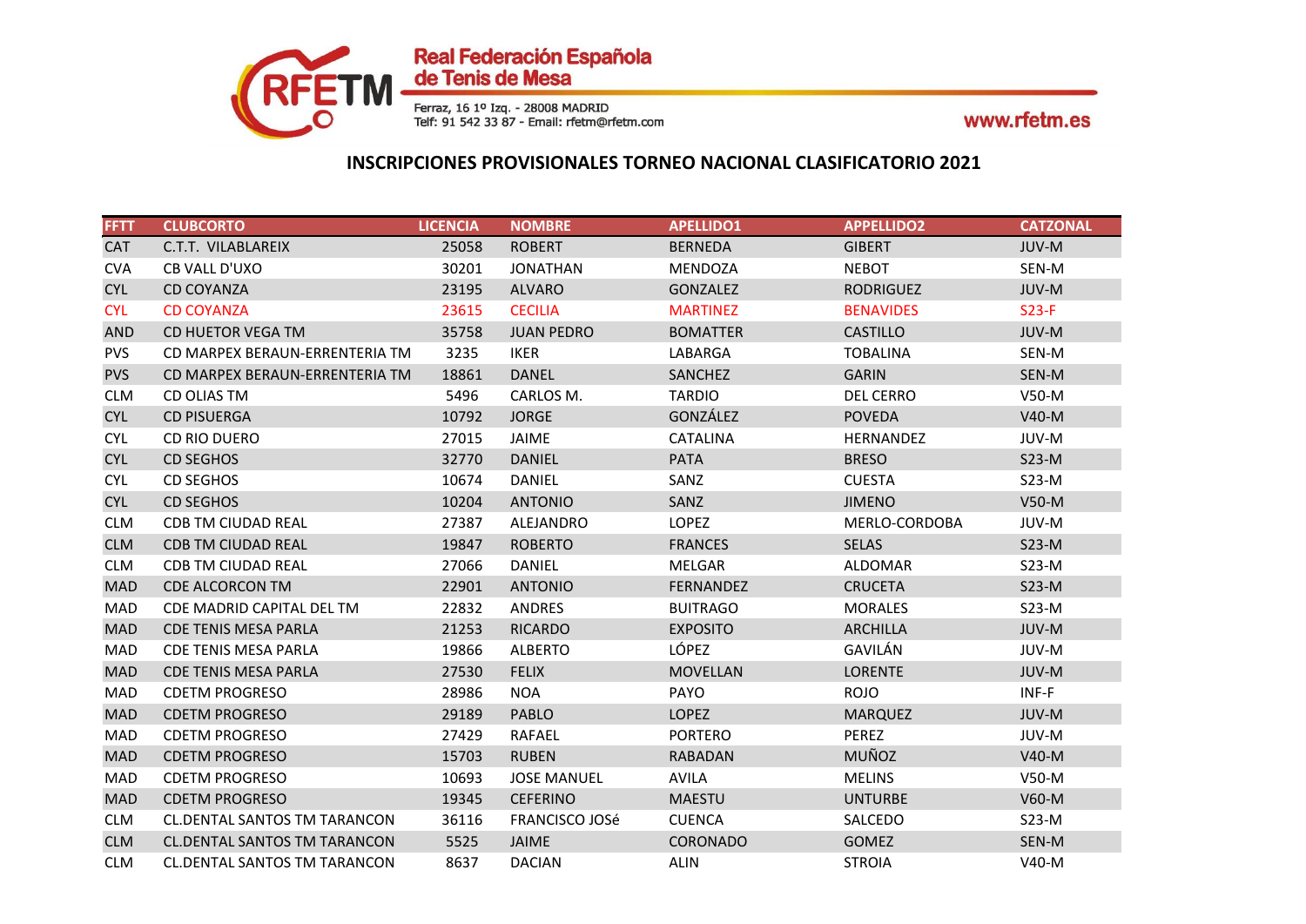## INSCRIPCIONES PROVISIONALES TORNEO NACIONAL CLASIFICATORIO 2021

| FFTT | CLUBCORTO | LICENCIA | NOMBRE | APELLIDO1 | APPELLIDO2 | CATZONAL |
|---|---|---|---|---|---|---|
| CAT | C.T.T. VILABLAREIX | 25058 | ROBERT | BERNEDA | GIBERT | JUV-M |
| CVA | CB VALL D'UXO | 30201 | JONATHAN | MENDOZA | NEBOT | SEN-M |
| CYL | CD COYANZA | 23195 | ALVARO | GONZALEZ | RODRIGUEZ | JUV-M |
| CYL | CD COYANZA | 23615 | CECILIA | MARTINEZ | BENAVIDES | S23-F |
| AND | CD HUETOR VEGA TM | 35758 | JUAN PEDRO | BOMATTER | CASTILLO | JUV-M |
| PVS | CD MARPEX BERAUN-ERRENTERIA TM | 3235 | IKER | LABARGA | TOBALINA | SEN-M |
| PVS | CD MARPEX BERAUN-ERRENTERIA TM | 18861 | DANEL | SANCHEZ | GARIN | SEN-M |
| CLM | CD OLIAS TM | 5496 | CARLOS M. | TARDIO | DEL CERRO | V50-M |
| CYL | CD PISUERGA | 10792 | JORGE | GONZÁLEZ | POVEDA | V40-M |
| CYL | CD RIO DUERO | 27015 | JAIME | CATALINA | HERNANDEZ | JUV-M |
| CYL | CD SEGHOS | 32770 | DANIEL | PATA | BRESO | S23-M |
| CYL | CD SEGHOS | 10674 | DANIEL | SANZ | CUESTA | S23-M |
| CYL | CD SEGHOS | 10204 | ANTONIO | SANZ | JIMENO | V50-M |
| CLM | CDB TM CIUDAD REAL | 27387 | ALEJANDRO | LOPEZ | MERLO-CORDOBA | JUV-M |
| CLM | CDB TM CIUDAD REAL | 19847 | ROBERTO | FRANCES | SELAS | S23-M |
| CLM | CDB TM CIUDAD REAL | 27066 | DANIEL | MELGAR | ALDOMAR | S23-M |
| MAD | CDE ALCORCON TM | 22901 | ANTONIO | FERNANDEZ | CRUCETA | S23-M |
| MAD | CDE MADRID CAPITAL DEL TM | 22832 | ANDRES | BUITRAGO | MORALES | S23-M |
| MAD | CDE TENIS MESA PARLA | 21253 | RICARDO | EXPOSITO | ARCHILLA | JUV-M |
| MAD | CDE TENIS MESA PARLA | 19866 | ALBERTO | LÓPEZ | GAVILÁN | JUV-M |
| MAD | CDE TENIS MESA PARLA | 27530 | FELIX | MOVELLAN | LORENTE | JUV-M |
| MAD | CDETM PROGRESO | 28986 | NOA | PAYO | ROJO | INF-F |
| MAD | CDETM PROGRESO | 29189 | PABLO | LOPEZ | MARQUEZ | JUV-M |
| MAD | CDETM PROGRESO | 27429 | RAFAEL | PORTERO | PEREZ | JUV-M |
| MAD | CDETM PROGRESO | 15703 | RUBEN | RABADAN | MUÑOZ | V40-M |
| MAD | CDETM PROGRESO | 10693 | JOSE MANUEL | AVILA | MELINS | V50-M |
| MAD | CDETM PROGRESO | 19345 | CEFERINO | MAESTU | UNTURBE | V60-M |
| CLM | CL.DENTAL SANTOS TM TARANCON | 36116 | FRANCISCO JOSé | CUENCA | SALCEDO | S23-M |
| CLM | CL.DENTAL SANTOS TM TARANCON | 5525 | JAIME | CORONADO | GOMEZ | SEN-M |
| CLM | CL.DENTAL SANTOS TM TARANCON | 8637 | DACIAN | ALIN | STROIA | V40-M |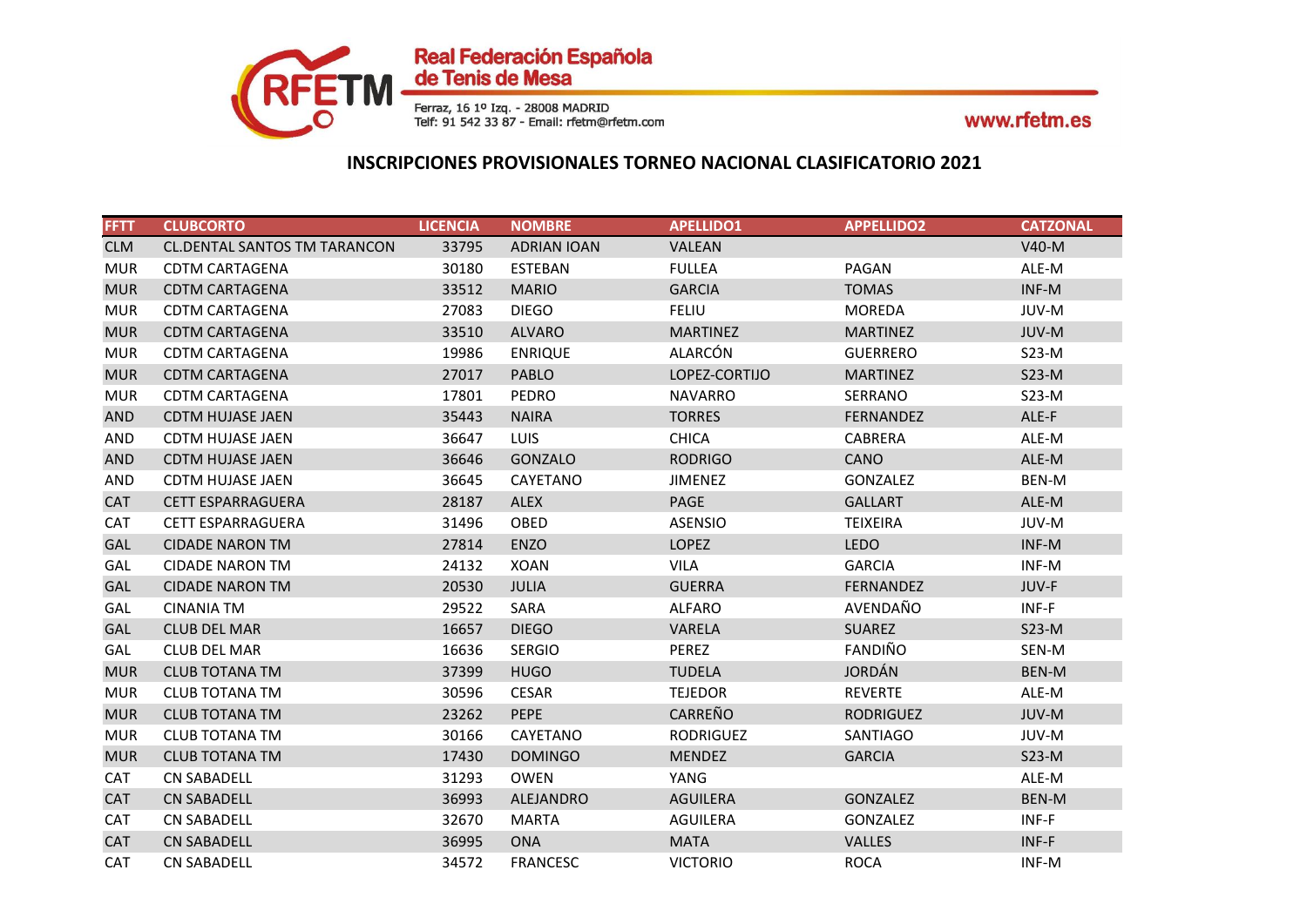## INSCRIPCIONES PROVISIONALES TORNEO NACIONAL CLASIFICATORIO 2021

| FFTT | CLUBCORTO | LICENCIA | NOMBRE | APELLIDO1 | APPELLIDO2 | CATZONAL |
|---|---|---|---|---|---|---|
| CLM | CL.DENTAL SANTOS TM TARANCON | 33795 | ADRIAN IOAN | VALEAN | | V40-M |
| MUR | CDTM CARTAGENA | 30180 | ESTEBAN | FULLEA | PAGAN | ALE-M |
| MUR | CDTM CARTAGENA | 33512 | MARIO | GARCIA | TOMAS | INF-M |
| MUR | CDTM CARTAGENA | 27083 | DIEGO | FELIU | MOREDA | JUV-M |
| MUR | CDTM CARTAGENA | 33510 | ALVARO | MARTINEZ | MARTINEZ | JUV-M |
| MUR | CDTM CARTAGENA | 19986 | ENRIQUE | ALARCÓN | GUERRERO | S23-M |
| MUR | CDTM CARTAGENA | 27017 | PABLO | LOPEZ-CORTIJO | MARTINEZ | S23-M |
| MUR | CDTM CARTAGENA | 17801 | PEDRO | NAVARRO | SERRANO | S23-M |
| AND | CDTM HUJASE JAEN | 35443 | NAIRA | TORRES | FERNANDEZ | ALE-F |
| AND | CDTM HUJASE JAEN | 36647 | LUIS | CHICA | CABRERA | ALE-M |
| AND | CDTM HUJASE JAEN | 36646 | GONZALO | RODRIGO | CANO | ALE-M |
| AND | CDTM HUJASE JAEN | 36645 | CAYETANO | JIMENEZ | GONZALEZ | BEN-M |
| CAT | CETT ESPARRAGUERA | 28187 | ALEX | PAGE | GALLART | ALE-M |
| CAT | CETT ESPARRAGUERA | 31496 | OBED | ASENSIO | TEIXEIRA | JUV-M |
| GAL | CIDADE NARON TM | 27814 | ENZO | LOPEZ | LEDO | INF-M |
| GAL | CIDADE NARON TM | 24132 | XOAN | VILA | GARCIA | INF-M |
| GAL | CIDADE NARON TM | 20530 | JULIA | GUERRA | FERNANDEZ | JUV-F |
| GAL | CINANIA TM | 29522 | SARA | ALFARO | AVENDAÑO | INF-F |
| GAL | CLUB DEL MAR | 16657 | DIEGO | VARELA | SUAREZ | S23-M |
| GAL | CLUB DEL MAR | 16636 | SERGIO | PEREZ | FANDIÑO | SEN-M |
| MUR | CLUB TOTANA TM | 37399 | HUGO | TUDELA | JORDÁN | BEN-M |
| MUR | CLUB TOTANA TM | 30596 | CESAR | TEJEDOR | REVERTE | ALE-M |
| MUR | CLUB TOTANA TM | 23262 | PEPE | CARREÑO | RODRIGUEZ | JUV-M |
| MUR | CLUB TOTANA TM | 30166 | CAYETANO | RODRIGUEZ | SANTIAGO | JUV-M |
| MUR | CLUB TOTANA TM | 17430 | DOMINGO | MENDEZ | GARCIA | S23-M |
| CAT | CN SABADELL | 31293 | OWEN | YANG | | ALE-M |
| CAT | CN SABADELL | 36993 | ALEJANDRO | AGUILERA | GONZALEZ | BEN-M |
| CAT | CN SABADELL | 32670 | MARTA | AGUILERA | GONZALEZ | INF-F |
| CAT | CN SABADELL | 36995 | ONA | MATA | VALLES | INF-F |
| CAT | CN SABADELL | 34572 | FRANCESC | VICTORIO | ROCA | INF-M |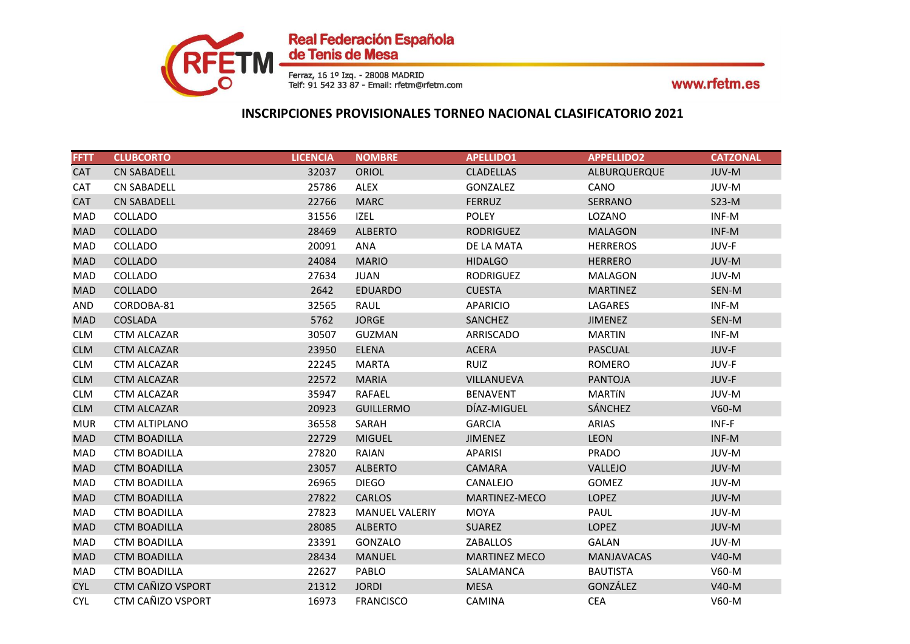Real Federación Española de Tenis de Mesa

Ferraz, 16 1º Izq. - 28008 MADRID
Telf: 91 542 33 87 - Email: rfetm@rfetm.com

www.rfetm.es

## INSCRIPCIONES PROVISIONALES TORNEO NACIONAL CLASIFICATORIO 2021

| FFTT | CLUBCORTO | LICENCIA | NOMBRE | APELLIDO1 | APPELLIDO2 | CATZONAL |
|---|---|---|---|---|---|---|
| CAT | CN SABADELL | 32037 | ORIOL | CLADELLAS | ALBURQUERQUE | JUV-M |
| CAT | CN SABADELL | 25786 | ALEX | GONZALEZ | CANO | JUV-M |
| CAT | CN SABADELL | 22766 | MARC | FERRUZ | SERRANO | S23-M |
| MAD | COLLADO | 31556 | IZEL | POLEY | LOZANO | INF-M |
| MAD | COLLADO | 28469 | ALBERTO | RODRIGUEZ | MALAGON | INF-M |
| MAD | COLLADO | 20091 | ANA | DE LA MATA | HERREROS | JUV-F |
| MAD | COLLADO | 24084 | MARIO | HIDALGO | HERRERO | JUV-M |
| MAD | COLLADO | 27634 | JUAN | RODRIGUEZ | MALAGON | JUV-M |
| MAD | COLLADO | 2642 | EDUARDO | CUESTA | MARTINEZ | SEN-M |
| AND | CORDOBA-81 | 32565 | RAUL | APARICIO | LAGARES | INF-M |
| MAD | COSLADA | 5762 | JORGE | SANCHEZ | JIMENEZ | SEN-M |
| CLM | CTM ALCAZAR | 30507 | GUZMAN | ARRISCADO | MARTIN | INF-M |
| CLM | CTM ALCAZAR | 23950 | ELENA | ACERA | PASCUAL | JUV-F |
| CLM | CTM ALCAZAR | 22245 | MARTA | RUIZ | ROMERO | JUV-F |
| CLM | CTM ALCAZAR | 22572 | MARIA | VILLANUEVA | PANTOJA | JUV-F |
| CLM | CTM ALCAZAR | 35947 | RAFAEL | BENAVENT | MARTíN | JUV-M |
| CLM | CTM ALCAZAR | 20923 | GUILLERMO | DÍAZ-MIGUEL | SÁNCHEZ | V60-M |
| MUR | CTM ALTIPLANO | 36558 | SARAH | GARCIA | ARIAS | INF-F |
| MAD | CTM BOADILLA | 22729 | MIGUEL | JIMENEZ | LEON | INF-M |
| MAD | CTM BOADILLA | 27820 | RAIAN | APARISI | PRADO | JUV-M |
| MAD | CTM BOADILLA | 23057 | ALBERTO | CAMARA | VALLEJO | JUV-M |
| MAD | CTM BOADILLA | 26965 | DIEGO | CANALEJO | GOMEZ | JUV-M |
| MAD | CTM BOADILLA | 27822 | CARLOS | MARTINEZ-MECO | LOPEZ | JUV-M |
| MAD | CTM BOADILLA | 27823 | MANUEL VALERIY | MOYA | PAUL | JUV-M |
| MAD | CTM BOADILLA | 28085 | ALBERTO | SUAREZ | LOPEZ | JUV-M |
| MAD | CTM BOADILLA | 23391 | GONZALO | ZABALLOS | GALAN | JUV-M |
| MAD | CTM BOADILLA | 28434 | MANUEL | MARTINEZ MECO | MANJAVACAS | V40-M |
| MAD | CTM BOADILLA | 22627 | PABLO | SALAMANCA | BAUTISTA | V60-M |
| CYL | CTM CAÑIZO VSPORT | 21312 | JORDI | MESA | GONZÁLEZ | V40-M |
| CYL | CTM CAÑIZO VSPORT | 16973 | FRANCISCO | CAMINA | CEA | V60-M |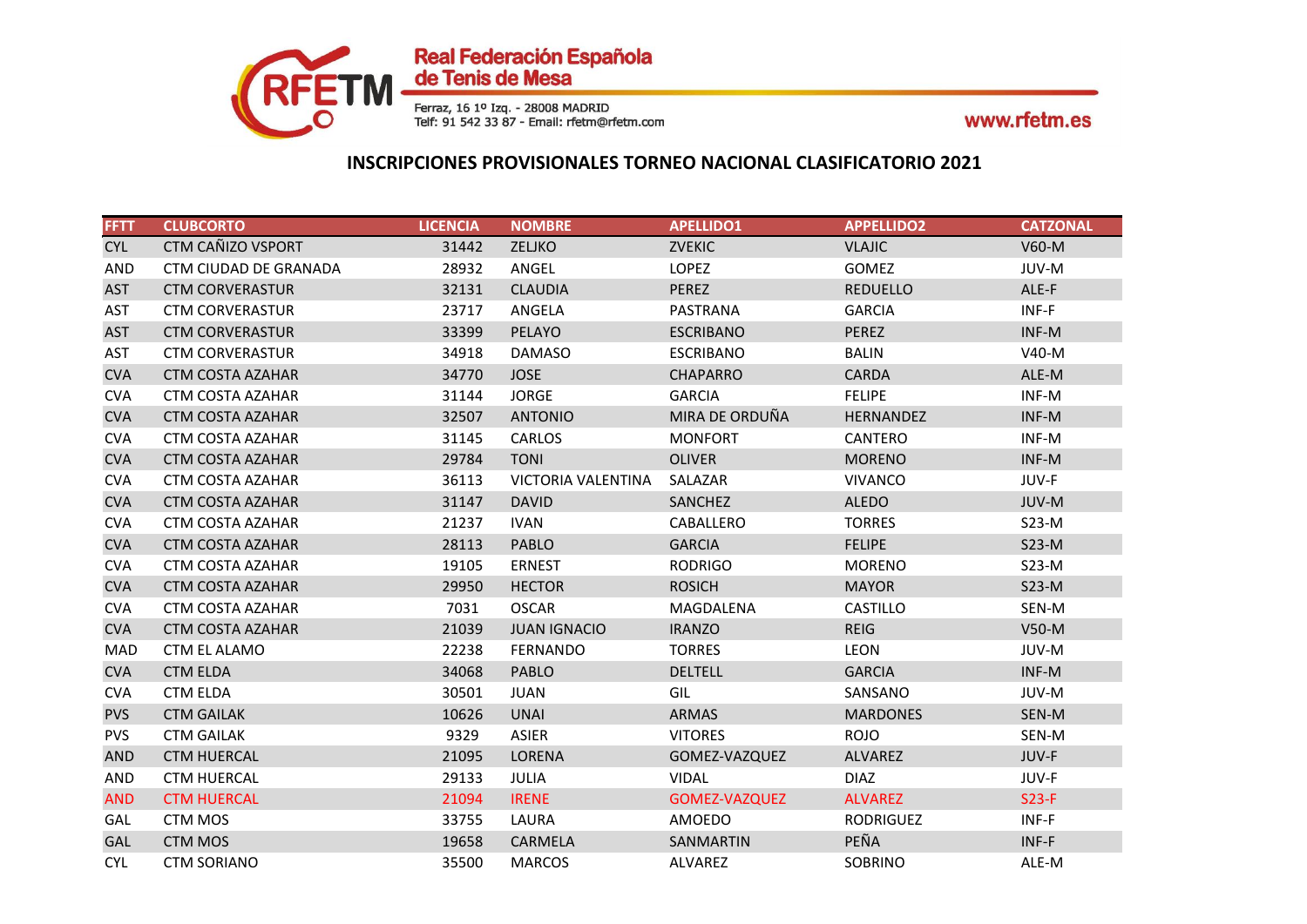## INSCRIPCIONES PROVISIONALES TORNEO NACIONAL CLASIFICATORIO 2021

| FFTT | CLUBCORTO | LICENCIA | NOMBRE | APELLIDO1 | APPELLIDO2 | CATZONAL |
|---|---|---|---|---|---|---|
| CYL | CTM CAÑIZO VSPORT | 31442 | ZELJKO | ZVEKIC | VLAJIC | V60-M |
| AND | CTM CIUDAD DE GRANADA | 28932 | ANGEL | LOPEZ | GOMEZ | JUV-M |
| AST | CTM CORVERASTUR | 32131 | CLAUDIA | PEREZ | REDUELLO | ALE-F |
| AST | CTM CORVERASTUR | 23717 | ANGELA | PASTRANA | GARCIA | INF-F |
| AST | CTM CORVERASTUR | 33399 | PELAYO | ESCRIBANO | PEREZ | INF-M |
| AST | CTM CORVERASTUR | 34918 | DAMASO | ESCRIBANO | BALIN | V40-M |
| CVA | CTM COSTA AZAHAR | 34770 | JOSE | CHAPARRO | CARDA | ALE-M |
| CVA | CTM COSTA AZAHAR | 31144 | JORGE | GARCIA | FELIPE | INF-M |
| CVA | CTM COSTA AZAHAR | 32507 | ANTONIO | MIRA DE ORDUÑA | HERNANDEZ | INF-M |
| CVA | CTM COSTA AZAHAR | 31145 | CARLOS | MONFORT | CANTERO | INF-M |
| CVA | CTM COSTA AZAHAR | 29784 | TONI | OLIVER | MORENO | INF-M |
| CVA | CTM COSTA AZAHAR | 36113 | VICTORIA VALENTINA | SALAZAR | VIVANCO | JUV-F |
| CVA | CTM COSTA AZAHAR | 31147 | DAVID | SANCHEZ | ALEDO | JUV-M |
| CVA | CTM COSTA AZAHAR | 21237 | IVAN | CABALLERO | TORRES | S23-M |
| CVA | CTM COSTA AZAHAR | 28113 | PABLO | GARCIA | FELIPE | S23-M |
| CVA | CTM COSTA AZAHAR | 19105 | ERNEST | RODRIGO | MORENO | S23-M |
| CVA | CTM COSTA AZAHAR | 29950 | HECTOR | ROSICH | MAYOR | S23-M |
| CVA | CTM COSTA AZAHAR | 7031 | OSCAR | MAGDALENA | CASTILLO | SEN-M |
| CVA | CTM COSTA AZAHAR | 21039 | JUAN IGNACIO | IRANZO | REIG | V50-M |
| MAD | CTM EL ALAMO | 22238 | FERNANDO | TORRES | LEON | JUV-M |
| CVA | CTM ELDA | 34068 | PABLO | DELTELL | GARCIA | INF-M |
| CVA | CTM ELDA | 30501 | JUAN | GIL | SANSANO | JUV-M |
| PVS | CTM GAILAK | 10626 | UNAI | ARMAS | MARDONES | SEN-M |
| PVS | CTM GAILAK | 9329 | ASIER | VITORES | ROJO | SEN-M |
| AND | CTM HUERCAL | 21095 | LORENA | GOMEZ-VAZQUEZ | ALVAREZ | JUV-F |
| AND | CTM HUERCAL | 29133 | JULIA | VIDAL | DIAZ | JUV-F |
| AND | CTM HUERCAL | 21094 | IRENE | GOMEZ-VAZQUEZ | ALVAREZ | S23-F |
| GAL | CTM MOS | 33755 | LAURA | AMOEDO | RODRIGUEZ | INF-F |
| GAL | CTM MOS | 19658 | CARMELA | SANMARTIN | PEÑA | INF-F |
| CYL | CTM SORIANO | 35500 | MARCOS | ALVAREZ | SOBRINO | ALE-M |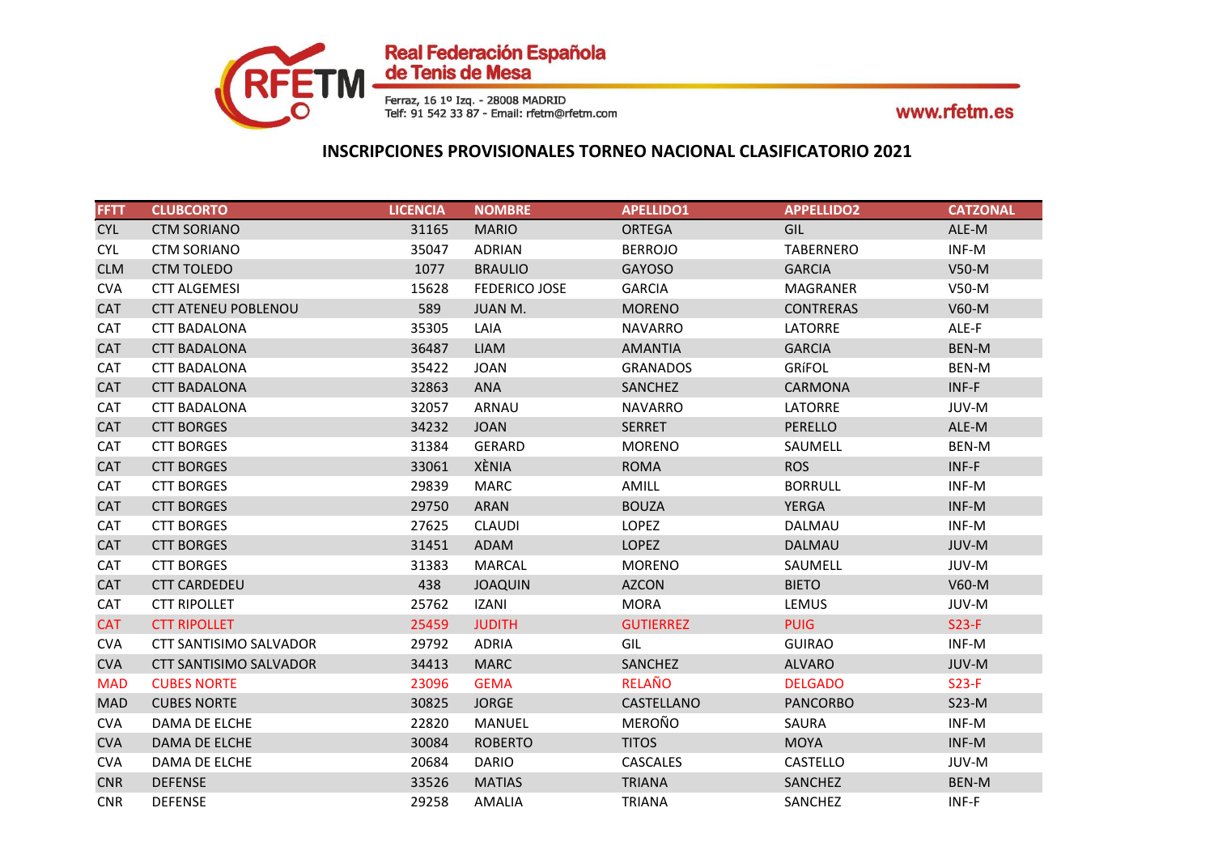## INSCRIPCIONES PROVISIONALES TORNEO NACIONAL CLASIFICATORIO 2021

| FFTT | CLUBCORTO | LICENCIA | NOMBRE | APELLIDO1 | APPELLIDO2 | CATZONAL |
|---|---|---|---|---|---|---|
| CYL | CTM SORIANO | 31165 | MARIO | ORTEGA | GIL | ALE-M |
| CYL | CTM SORIANO | 35047 | ADRIAN | BERROJO | TABERNERO | INF-M |
| CLM | CTM TOLEDO | 1077 | BRAULIO | GAYOSO | GARCIA | V50-M |
| CVA | CTT ALGEMESI | 15628 | FEDERICO JOSE | GARCIA | MAGRANER | V50-M |
| CAT | CTT ATENEU POBLENOU | 589 | JUAN M. | MORENO | CONTRERAS | V60-M |
| CAT | CTT BADALONA | 35305 | LAIA | NAVARRO | LATORRE | ALE-F |
| CAT | CTT BADALONA | 36487 | LIAM | AMANTIA | GARCIA | BEN-M |
| CAT | CTT BADALONA | 35422 | JOAN | GRANADOS | GRíFOL | BEN-M |
| CAT | CTT BADALONA | 32863 | ANA | SANCHEZ | CARMONA | INF-F |
| CAT | CTT BADALONA | 32057 | ARNAU | NAVARRO | LATORRE | JUV-M |
| CAT | CTT BORGES | 34232 | JOAN | SERRET | PERELLO | ALE-M |
| CAT | CTT BORGES | 31384 | GERARD | MORENO | SAUMELL | BEN-M |
| CAT | CTT BORGES | 33061 | XÈNIA | ROMA | ROS | INF-F |
| CAT | CTT BORGES | 29839 | MARC | AMILL | BORRULL | INF-M |
| CAT | CTT BORGES | 29750 | ARAN | BOUZA | YERGA | INF-M |
| CAT | CTT BORGES | 27625 | CLAUDI | LOPEZ | DALMAU | INF-M |
| CAT | CTT BORGES | 31451 | ADAM | LOPEZ | DALMAU | JUV-M |
| CAT | CTT BORGES | 31383 | MARCAL | MORENO | SAUMELL | JUV-M |
| CAT | CTT CARDEDEU | 438 | JOAQUIN | AZCON | BIETO | V60-M |
| CAT | CTT RIPOLLET | 25762 | IZANI | MORA | LEMUS | JUV-M |
| CAT | CTT RIPOLLET | 25459 | JUDITH | GUTIERREZ | PUIG | S23-F |
| CVA | CTT SANTISIMO SALVADOR | 29792 | ADRIA | GIL | GUIRAO | INF-M |
| CVA | CTT SANTISIMO SALVADOR | 34413 | MARC | SANCHEZ | ALVARO | JUV-M |
| MAD | CUBES NORTE | 23096 | GEMA | RELAÑO | DELGADO | S23-F |
| MAD | CUBES NORTE | 30825 | JORGE | CASTELLANO | PANCORBO | S23-M |
| CVA | DAMA DE ELCHE | 22820 | MANUEL | MEROÑO | SAURA | INF-M |
| CVA | DAMA DE ELCHE | 30084 | ROBERTO | TITOS | MOYA | INF-M |
| CVA | DAMA DE ELCHE | 20684 | DARIO | CASCALES | CASTELLO | JUV-M |
| CNR | DEFENSE | 33526 | MATIAS | TRIANA | SANCHEZ | BEN-M |
| CNR | DEFENSE | 29258 | AMALIA | TRIANA | SANCHEZ | INF-F |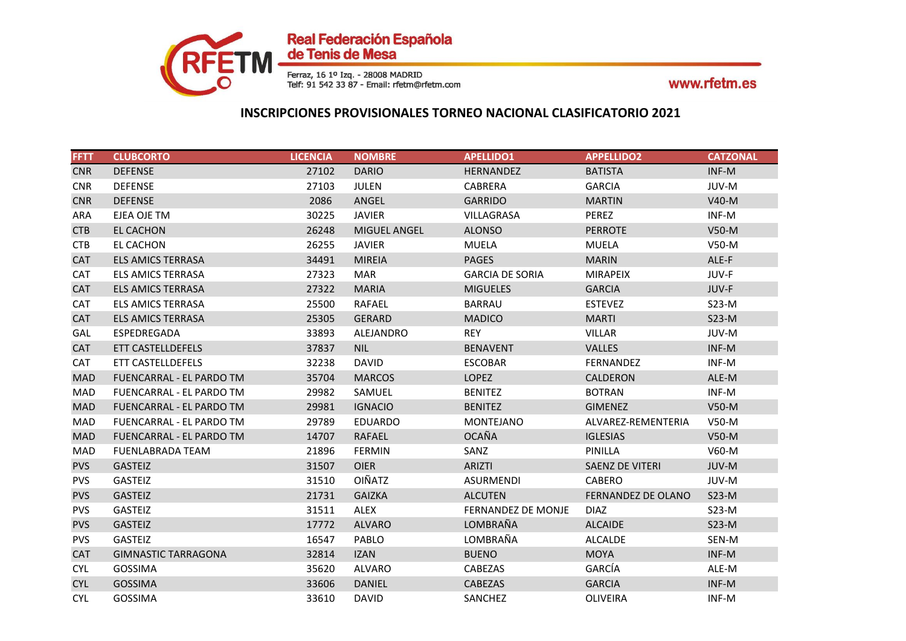## INSCRIPCIONES PROVISIONALES TORNEO NACIONAL CLASIFICATORIO 2021

| FFTT | CLUBCORTO | LICENCIA | NOMBRE | APELLIDO1 | APPELLIDO2 | CATZONAL |
|---|---|---|---|---|---|---|
| CNR | DEFENSE | 27102 | DARIO | HERNANDEZ | BATISTA | INF-M |
| CNR | DEFENSE | 27103 | JULEN | CABRERA | GARCIA | JUV-M |
| CNR | DEFENSE | 2086 | ANGEL | GARRIDO | MARTIN | V40-M |
| ARA | EJEA OJE TM | 30225 | JAVIER | VILLAGRASA | PEREZ | INF-M |
| CTB | EL CACHON | 26248 | MIGUEL ANGEL | ALONSO | PERROTE | V50-M |
| CTB | EL CACHON | 26255 | JAVIER | MUELA | MUELA | V50-M |
| CAT | ELS AMICS TERRASA | 34491 | MIREIA | PAGES | MARIN | ALE-F |
| CAT | ELS AMICS TERRASA | 27323 | MAR | GARCIA DE SORIA | MIRAPEIX | JUV-F |
| CAT | ELS AMICS TERRASA | 27322 | MARIA | MIGUELES | GARCIA | JUV-F |
| CAT | ELS AMICS TERRASA | 25500 | RAFAEL | BARRAU | ESTEVEZ | S23-M |
| CAT | ELS AMICS TERRASA | 25305 | GERARD | MADICO | MARTI | S23-M |
| GAL | ESPEDREGADA | 33893 | ALEJANDRO | REY | VILLAR | JUV-M |
| CAT | ETT CASTELLDEFELS | 37837 | NIL | BENAVENT | VALLES | INF-M |
| CAT | ETT CASTELLDEFELS | 32238 | DAVID | ESCOBAR | FERNANDEZ | INF-M |
| MAD | FUENCARRAL - EL PARDO TM | 35704 | MARCOS | LOPEZ | CALDERON | ALE-M |
| MAD | FUENCARRAL - EL PARDO TM | 29982 | SAMUEL | BENITEZ | BOTRAN | INF-M |
| MAD | FUENCARRAL - EL PARDO TM | 29981 | IGNACIO | BENITEZ | GIMENEZ | V50-M |
| MAD | FUENCARRAL - EL PARDO TM | 29789 | EDUARDO | MONTEJANO | ALVAREZ-REMENTERIA | V50-M |
| MAD | FUENCARRAL - EL PARDO TM | 14707 | RAFAEL | OCAÑA | IGLESIAS | V50-M |
| MAD | FUENLABRADA TEAM | 21896 | FERMIN | SANZ | PINILLA | V60-M |
| PVS | GASTEIZ | 31507 | OIER | ARIZTI | SAENZ DE VITERI | JUV-M |
| PVS | GASTEIZ | 31510 | OIÑATZ | ASURMENDI | CABERO | JUV-M |
| PVS | GASTEIZ | 21731 | GAIZKA | ALCUTEN | FERNANDEZ DE OLANO | S23-M |
| PVS | GASTEIZ | 31511 | ALEX | FERNANDEZ DE MONJE | DIAZ | S23-M |
| PVS | GASTEIZ | 17772 | ALVARO | LOMBRAÑA | ALCAIDE | S23-M |
| PVS | GASTEIZ | 16547 | PABLO | LOMBRAÑA | ALCALDE | SEN-M |
| CAT | GIMNASTIC TARRAGONA | 32814 | IZAN | BUENO | MOYA | INF-M |
| CYL | GOSSIMA | 35620 | ALVARO | CABEZAS | GARCÍA | ALE-M |
| CYL | GOSSIMA | 33606 | DANIEL | CABEZAS | GARCIA | INF-M |
| CYL | GOSSIMA | 33610 | DAVID | SANCHEZ | OLIVEIRA | INF-M |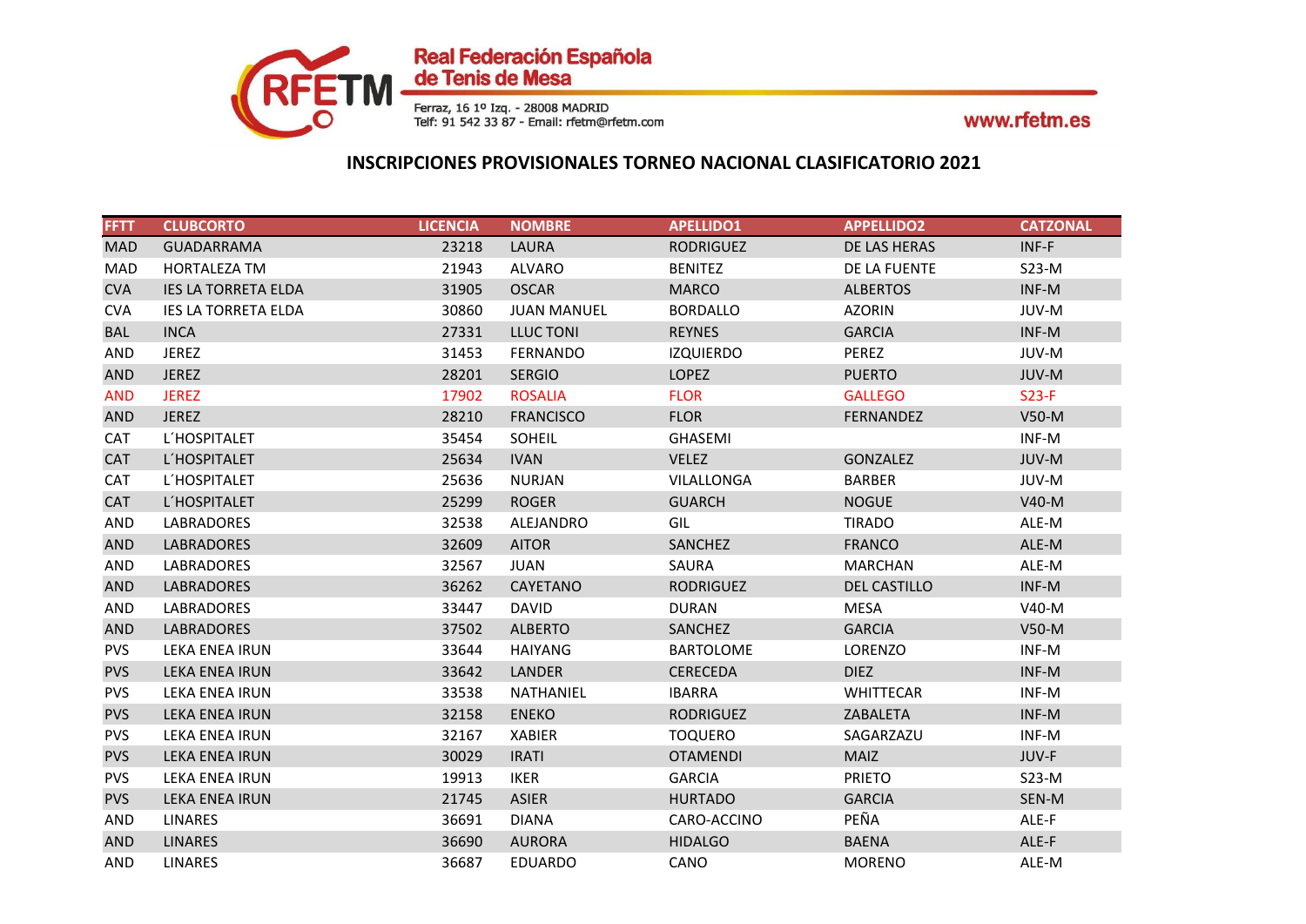# INSCRIPCIONES PROVISIONALES TORNEO NACIONAL CLASIFICATORIO 2021

| FFTT | CLUBCORTO | LICENCIA | NOMBRE | APELLIDO1 | APPELLIDO2 | CATZONAL |
|---|---|---|---|---|---|---|
| MAD | GUADARRAMA | 23218 | LAURA | RODRIGUEZ | DE LAS HERAS | INF-F |
| MAD | HORTALEZA TM | 21943 | ALVARO | BENITEZ | DE LA FUENTE | S23-M |
| CVA | IES LA TORRETA ELDA | 31905 | OSCAR | MARCO | ALBERTOS | INF-M |
| CVA | IES LA TORRETA ELDA | 30860 | JUAN MANUEL | BORDALLO | AZORIN | JUV-M |
| BAL | INCA | 27331 | LLUC TONI | REYNES | GARCIA | INF-M |
| AND | JEREZ | 31453 | FERNANDO | IZQUIERDO | PEREZ | JUV-M |
| AND | JEREZ | 28201 | SERGIO | LOPEZ | PUERTO | JUV-M |
| AND | JEREZ | 17902 | ROSALIA | FLOR | GALLEGO | S23-F |
| AND | JEREZ | 28210 | FRANCISCO | FLOR | FERNANDEZ | V50-M |
| CAT | L´HOSPITALET | 35454 | SOHEIL | GHASEMI | | INF-M |
| CAT | L´HOSPITALET | 25634 | IVAN | VELEZ | GONZALEZ | JUV-M |
| CAT | L´HOSPITALET | 25636 | NURJAN | VILALLONGA | BARBER | JUV-M |
| CAT | L´HOSPITALET | 25299 | ROGER | GUARCH | NOGUE | V40-M |
| AND | LABRADORES | 32538 | ALEJANDRO | GIL | TIRADO | ALE-M |
| AND | LABRADORES | 32609 | AITOR | SANCHEZ | FRANCO | ALE-M |
| AND | LABRADORES | 32567 | JUAN | SAURA | MARCHAN | ALE-M |
| AND | LABRADORES | 36262 | CAYETANO | RODRIGUEZ | DEL CASTILLO | INF-M |
| AND | LABRADORES | 33447 | DAVID | DURAN | MESA | V40-M |
| AND | LABRADORES | 37502 | ALBERTO | SANCHEZ | GARCIA | V50-M |
| PVS | LEKA ENEA IRUN | 33644 | HAIYANG | BARTOLOME | LORENZO | INF-M |
| PVS | LEKA ENEA IRUN | 33642 | LANDER | CERECEDA | DIEZ | INF-M |
| PVS | LEKA ENEA IRUN | 33538 | NATHANIEL | IBARRA | WHITTECAR | INF-M |
| PVS | LEKA ENEA IRUN | 32158 | ENEKO | RODRIGUEZ | ZABALETA | INF-M |
| PVS | LEKA ENEA IRUN | 32167 | XABIER | TOQUERO | SAGARZAZU | INF-M |
| PVS | LEKA ENEA IRUN | 30029 | IRATI | OTAMENDI | MAIZ | JUV-F |
| PVS | LEKA ENEA IRUN | 19913 | IKER | GARCIA | PRIETO | S23-M |
| PVS | LEKA ENEA IRUN | 21745 | ASIER | HURTADO | GARCIA | SEN-M |
| AND | LINARES | 36691 | DIANA | CARO-ACCINO | PEÑA | ALE-F |
| AND | LINARES | 36690 | AURORA | HIDALGO | BAENA | ALE-F |
| AND | LINARES | 36687 | EDUARDO | CANO | MORENO | ALE-M |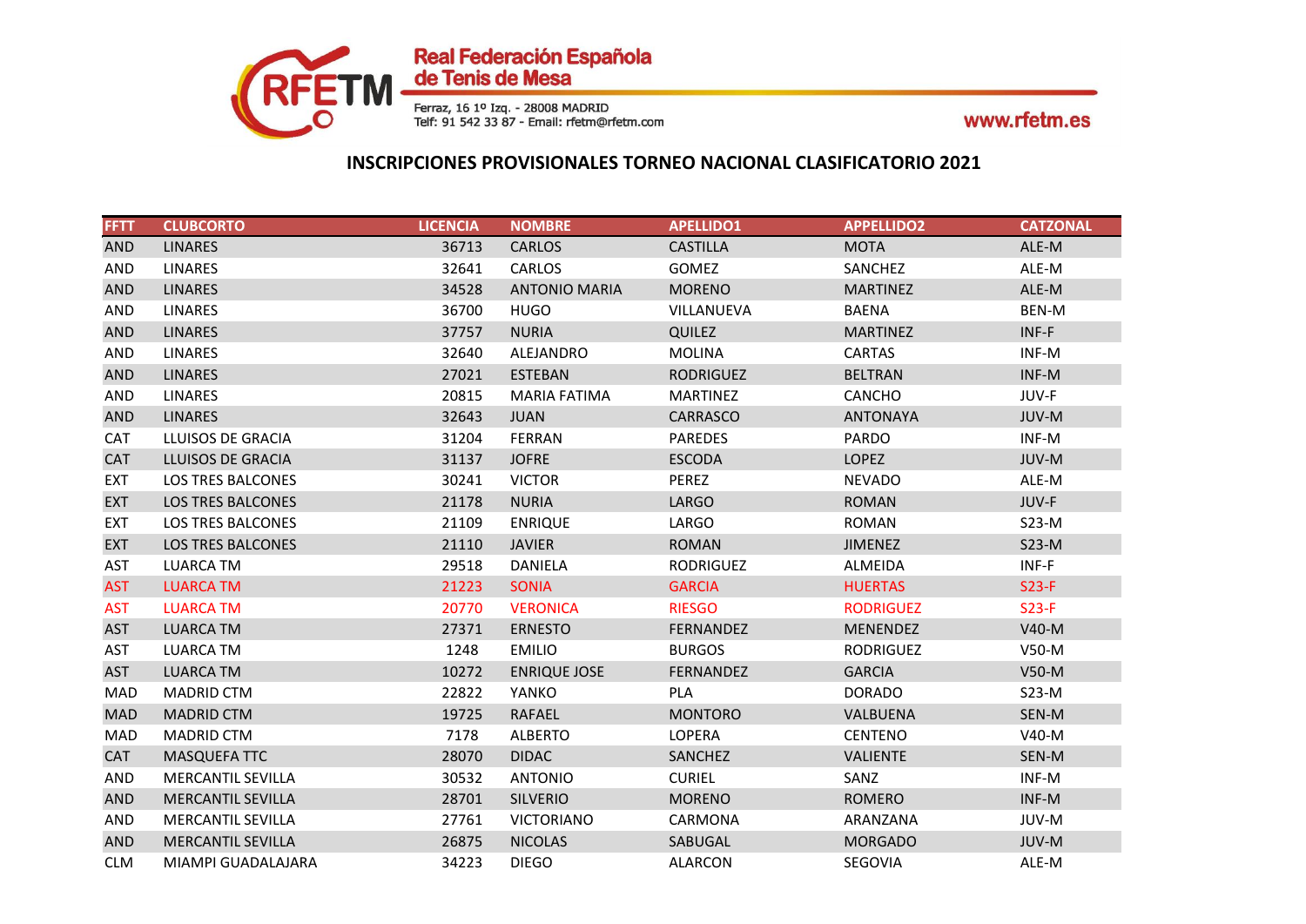## INSCRIPCIONES PROVISIONALES TORNEO NACIONAL CLASIFICATORIO 2021

| FFTT | CLUBCORTO | LICENCIA | NOMBRE | APELLIDO1 | APPELLIDO2 | CATZONAL |
|---|---|---|---|---|---|---|
| AND | LINARES | 36713 | CARLOS | CASTILLA | MOTA | ALE-M |
| AND | LINARES | 32641 | CARLOS | GOMEZ | SANCHEZ | ALE-M |
| AND | LINARES | 34528 | ANTONIO MARIA | MORENO | MARTINEZ | ALE-M |
| AND | LINARES | 36700 | HUGO | VILLANUEVA | BAENA | BEN-M |
| AND | LINARES | 37757 | NURIA | QUILEZ | MARTINEZ | INF-F |
| AND | LINARES | 32640 | ALEJANDRO | MOLINA | CARTAS | INF-M |
| AND | LINARES | 27021 | ESTEBAN | RODRIGUEZ | BELTRAN | INF-M |
| AND | LINARES | 20815 | MARIA FATIMA | MARTINEZ | CANCHO | JUV-F |
| AND | LINARES | 32643 | JUAN | CARRASCO | ANTONAYA | JUV-M |
| CAT | LLUISOS DE GRACIA | 31204 | FERRAN | PAREDES | PARDO | INF-M |
| CAT | LLUISOS DE GRACIA | 31137 | JOFRE | ESCODA | LOPEZ | JUV-M |
| EXT | LOS TRES BALCONES | 30241 | VICTOR | PEREZ | NEVADO | ALE-M |
| EXT | LOS TRES BALCONES | 21178 | NURIA | LARGO | ROMAN | JUV-F |
| EXT | LOS TRES BALCONES | 21109 | ENRIQUE | LARGO | ROMAN | S23-M |
| EXT | LOS TRES BALCONES | 21110 | JAVIER | ROMAN | JIMENEZ | S23-M |
| AST | LUARCA TM | 29518 | DANIELA | RODRIGUEZ | ALMEIDA | INF-F |
| AST | LUARCA TM | 21223 | SONIA | GARCIA | HUERTAS | S23-F |
| AST | LUARCA TM | 20770 | VERONICA | RIESGO | RODRIGUEZ | S23-F |
| AST | LUARCA TM | 27371 | ERNESTO | FERNANDEZ | MENENDEZ | V40-M |
| AST | LUARCA TM | 1248 | EMILIO | BURGOS | RODRIGUEZ | V50-M |
| AST | LUARCA TM | 10272 | ENRIQUE JOSE | FERNANDEZ | GARCIA | V50-M |
| MAD | MADRID CTM | 22822 | YANKO | PLA | DORADO | S23-M |
| MAD | MADRID CTM | 19725 | RAFAEL | MONTORO | VALBUENA | SEN-M |
| MAD | MADRID CTM | 7178 | ALBERTO | LOPERA | CENTENO | V40-M |
| CAT | MASQUEFA TTC | 28070 | DIDAC | SANCHEZ | VALIENTE | SEN-M |
| AND | MERCANTIL SEVILLA | 30532 | ANTONIO | CURIEL | SANZ | INF-M |
| AND | MERCANTIL SEVILLA | 28701 | SILVERIO | MORENO | ROMERO | INF-M |
| AND | MERCANTIL SEVILLA | 27761 | VICTORIANO | CARMONA | ARANZANA | JUV-M |
| AND | MERCANTIL SEVILLA | 26875 | NICOLAS | SABUGAL | MORGADO | JUV-M |
| CLM | MIAMPI GUADALAJARA | 34223 | DIEGO | ALARCON | SEGOVIA | ALE-M |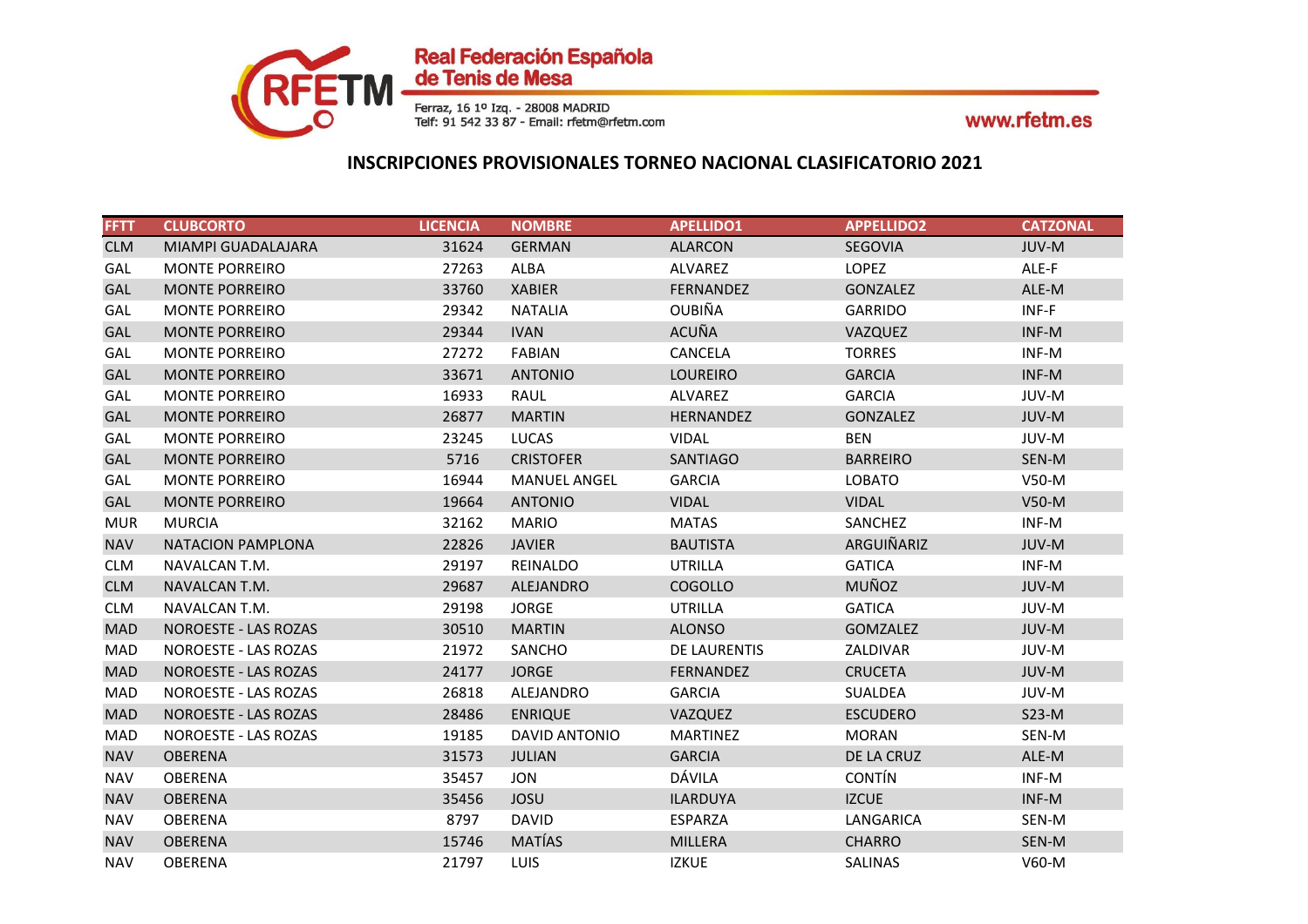## INSCRIPCIONES PROVISIONALES TORNEO NACIONAL CLASIFICATORIO 2021

| FFTT | CLUBCORTO | LICENCIA | NOMBRE | APELLIDO1 | APPELLIDO2 | CATZONAL |
|---|---|---|---|---|---|---|
| CLM | MIAMPI GUADALAJARA | 31624 | GERMAN | ALARCON | SEGOVIA | JUV-M |
| GAL | MONTE PORREIRO | 27263 | ALBA | ALVAREZ | LOPEZ | ALE-F |
| GAL | MONTE PORREIRO | 33760 | XABIER | FERNANDEZ | GONZALEZ | ALE-M |
| GAL | MONTE PORREIRO | 29342 | NATALIA | OUBIÑA | GARRIDO | INF-F |
| GAL | MONTE PORREIRO | 29344 | IVAN | ACUÑA | VAZQUEZ | INF-M |
| GAL | MONTE PORREIRO | 27272 | FABIAN | CANCELA | TORRES | INF-M |
| GAL | MONTE PORREIRO | 33671 | ANTONIO | LOUREIRO | GARCIA | INF-M |
| GAL | MONTE PORREIRO | 16933 | RAUL | ALVAREZ | GARCIA | JUV-M |
| GAL | MONTE PORREIRO | 26877 | MARTIN | HERNANDEZ | GONZALEZ | JUV-M |
| GAL | MONTE PORREIRO | 23245 | LUCAS | VIDAL | BEN | JUV-M |
| GAL | MONTE PORREIRO | 5716 | CRISTOFER | SANTIAGO | BARREIRO | SEN-M |
| GAL | MONTE PORREIRO | 16944 | MANUEL ANGEL | GARCIA | LOBATO | V50-M |
| GAL | MONTE PORREIRO | 19664 | ANTONIO | VIDAL | VIDAL | V50-M |
| MUR | MURCIA | 32162 | MARIO | MATAS | SANCHEZ | INF-M |
| NAV | NATACION PAMPLONA | 22826 | JAVIER | BAUTISTA | ARGUIÑARIZ | JUV-M |
| CLM | NAVALCAN T.M. | 29197 | REINALDO | UTRILLA | GATICA | INF-M |
| CLM | NAVALCAN T.M. | 29687 | ALEJANDRO | COGOLLO | MUÑOZ | JUV-M |
| CLM | NAVALCAN T.M. | 29198 | JORGE | UTRILLA | GATICA | JUV-M |
| MAD | NOROESTE - LAS ROZAS | 30510 | MARTIN | ALONSO | GOMZALEZ | JUV-M |
| MAD | NOROESTE - LAS ROZAS | 21972 | SANCHO | DE LAURENTIS | ZALDIVAR | JUV-M |
| MAD | NOROESTE - LAS ROZAS | 24177 | JORGE | FERNANDEZ | CRUCETA | JUV-M |
| MAD | NOROESTE - LAS ROZAS | 26818 | ALEJANDRO | GARCIA | SUALDEA | JUV-M |
| MAD | NOROESTE - LAS ROZAS | 28486 | ENRIQUE | VAZQUEZ | ESCUDERO | S23-M |
| MAD | NOROESTE - LAS ROZAS | 19185 | DAVID ANTONIO | MARTINEZ | MORAN | SEN-M |
| NAV | OBERENA | 31573 | JULIAN | GARCIA | DE LA CRUZ | ALE-M |
| NAV | OBERENA | 35457 | JON | DÁVILA | CONTÍN | INF-M |
| NAV | OBERENA | 35456 | JOSU | ILARDUYA | IZCUE | INF-M |
| NAV | OBERENA | 8797 | DAVID | ESPARZA | LANGARICA | SEN-M |
| NAV | OBERENA | 15746 | MATÍAS | MILLERA | CHARRO | SEN-M |
| NAV | OBERENA | 21797 | LUIS | IZKUE | SALINAS | V60-M |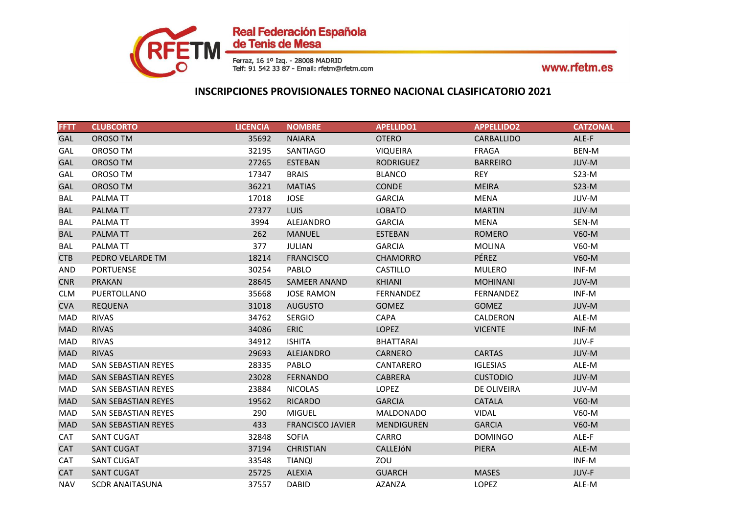# INSCRIPCIONES PROVISIONALES TORNEO NACIONAL CLASIFICATORIO 2021

| FFTT | CLUBCORTO | LICENCIA | NOMBRE | APELLIDO1 | APPELLIDO2 | CATZONAL |
|---|---|---|---|---|---|---|
| GAL | OROSO TM | 35692 | NAIARA | OTERO | CARBALLIDO | ALE-F |
| GAL | OROSO TM | 32195 | SANTIAGO | VIQUEIRA | FRAGA | BEN-M |
| GAL | OROSO TM | 27265 | ESTEBAN | RODRIGUEZ | BARREIRO | JUV-M |
| GAL | OROSO TM | 17347 | BRAIS | BLANCO | REY | S23-M |
| GAL | OROSO TM | 36221 | MATIAS | CONDE | MEIRA | S23-M |
| BAL | PALMA TT | 17018 | JOSE | GARCIA | MENA | JUV-M |
| BAL | PALMA TT | 27377 | LUIS | LOBATO | MARTIN | JUV-M |
| BAL | PALMA TT | 3994 | ALEJANDRO | GARCIA | MENA | SEN-M |
| BAL | PALMA TT | 262 | MANUEL | ESTEBAN | ROMERO | V60-M |
| BAL | PALMA TT | 377 | JULIAN | GARCIA | MOLINA | V60-M |
| CTB | PEDRO VELARDE TM | 18214 | FRANCISCO | CHAMORRO | PÉREZ | V60-M |
| AND | PORTUENSE | 30254 | PABLO | CASTILLO | MULERO | INF-M |
| CNR | PRAKAN | 28645 | SAMEER ANAND | KHIANI | MOHINANI | JUV-M |
| CLM | PUERTOLLANO | 35668 | JOSE RAMON | FERNANDEZ | FERNANDEZ | INF-M |
| CVA | REQUENA | 31018 | AUGUSTO | GOMEZ | GOMEZ | JUV-M |
| MAD | RIVAS | 34762 | SERGIO | CAPA | CALDERON | ALE-M |
| MAD | RIVAS | 34086 | ERIC | LOPEZ | VICENTE | INF-M |
| MAD | RIVAS | 34912 | ISHITA | BHATTARAI | | JUV-F |
| MAD | RIVAS | 29693 | ALEJANDRO | CARNERO | CARTAS | JUV-M |
| MAD | SAN SEBASTIAN REYES | 28335 | PABLO | CANTARERO | IGLESIAS | ALE-M |
| MAD | SAN SEBASTIAN REYES | 23028 | FERNANDO | CABRERA | CUSTODIO | JUV-M |
| MAD | SAN SEBASTIAN REYES | 23884 | NICOLAS | LOPEZ | DE OLIVEIRA | JUV-M |
| MAD | SAN SEBASTIAN REYES | 19562 | RICARDO | GARCIA | CATALA | V60-M |
| MAD | SAN SEBASTIAN REYES | 290 | MIGUEL | MALDONADO | VIDAL | V60-M |
| MAD | SAN SEBASTIAN REYES | 433 | FRANCISCO JAVIER | MENDIGUREN | GARCIA | V60-M |
| CAT | SANT CUGAT | 32848 | SOFIA | CARRO | DOMINGO | ALE-F |
| CAT | SANT CUGAT | 37194 | CHRISTIAN | CALLEJóN | PIERA | ALE-M |
| CAT | SANT CUGAT | 33548 | TIANQI | ZOU | | INF-M |
| CAT | SANT CUGAT | 25725 | ALEXIA | GUARCH | MASES | JUV-F |
| NAV | SCDR ANAITASUNA | 37557 | DABID | AZANZA | LOPEZ | ALE-M |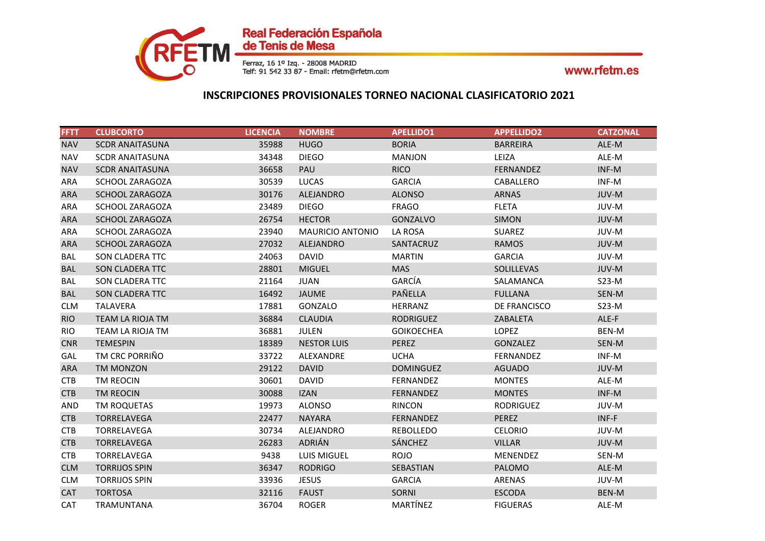## INSCRIPCIONES PROVISIONALES TORNEO NACIONAL CLASIFICATORIO 2021

| FFTT | CLUBCORTO | LICENCIA | NOMBRE | APELLIDO1 | APPELLIDO2 | CATZONAL |
|---|---|---|---|---|---|---|
| NAV | SCDR ANAITASUNA | 35988 | HUGO | BORIA | BARREIRA | ALE-M |
| NAV | SCDR ANAITASUNA | 34348 | DIEGO | MANJON | LEIZA | ALE-M |
| NAV | SCDR ANAITASUNA | 36658 | PAU | RICO | FERNANDEZ | INF-M |
| ARA | SCHOOL ZARAGOZA | 30539 | LUCAS | GARCIA | CABALLERO | INF-M |
| ARA | SCHOOL ZARAGOZA | 30176 | ALEJANDRO | ALONSO | ARNAS | JUV-M |
| ARA | SCHOOL ZARAGOZA | 23489 | DIEGO | FRAGO | FLETA | JUV-M |
| ARA | SCHOOL ZARAGOZA | 26754 | HECTOR | GONZALVO | SIMON | JUV-M |
| ARA | SCHOOL ZARAGOZA | 23940 | MAURICIO ANTONIO | LA ROSA | SUAREZ | JUV-M |
| ARA | SCHOOL ZARAGOZA | 27032 | ALEJANDRO | SANTACRUZ | RAMOS | JUV-M |
| BAL | SON CLADERA TTC | 24063 | DAVID | MARTIN | GARCIA | JUV-M |
| BAL | SON CLADERA TTC | 28801 | MIGUEL | MAS | SOLILLEVAS | JUV-M |
| BAL | SON CLADERA TTC | 21164 | JUAN | GARCÍA | SALAMANCA | S23-M |
| BAL | SON CLADERA TTC | 16492 | JAUME | PAÑELLA | FULLANA | SEN-M |
| CLM | TALAVERA | 17881 | GONZALO | HERRANZ | DE FRANCISCO | S23-M |
| RIO | TEAM LA RIOJA TM | 36884 | CLAUDIA | RODRIGUEZ | ZABALETA | ALE-F |
| RIO | TEAM LA RIOJA TM | 36881 | JULEN | GOIKOECHEA | LOPEZ | BEN-M |
| CNR | TEMESPIN | 18389 | NESTOR LUIS | PEREZ | GONZALEZ | SEN-M |
| GAL | TM CRC PORRIÑO | 33722 | ALEXANDRE | UCHA | FERNANDEZ | INF-M |
| ARA | TM MONZON | 29122 | DAVID | DOMINGUEZ | AGUADO | JUV-M |
| CTB | TM REOCIN | 30601 | DAVID | FERNANDEZ | MONTES | ALE-M |
| CTB | TM REOCIN | 30088 | IZAN | FERNANDEZ | MONTES | INF-M |
| AND | TM ROQUETAS | 19973 | ALONSO | RINCON | RODRIGUEZ | JUV-M |
| CTB | TORRELAVEGA | 22477 | NAYARA | FERNANDEZ | PEREZ | INF-F |
| CTB | TORRELAVEGA | 30734 | ALEJANDRO | REBOLLEDO | CELORIO | JUV-M |
| CTB | TORRELAVEGA | 26283 | ADRIÁN | SÁNCHEZ | VILLAR | JUV-M |
| CTB | TORRELAVEGA | 9438 | LUIS MIGUEL | ROJO | MENENDEZ | SEN-M |
| CLM | TORRIJOS SPIN | 36347 | RODRIGO | SEBASTIAN | PALOMO | ALE-M |
| CLM | TORRIJOS SPIN | 33936 | JESUS | GARCIA | ARENAS | JUV-M |
| CAT | TORTOSA | 32116 | FAUST | SORNI | ESCODA | BEN-M |
| CAT | TRAMUNTANA | 36704 | ROGER | MARTÍNEZ | FIGUERAS | ALE-M |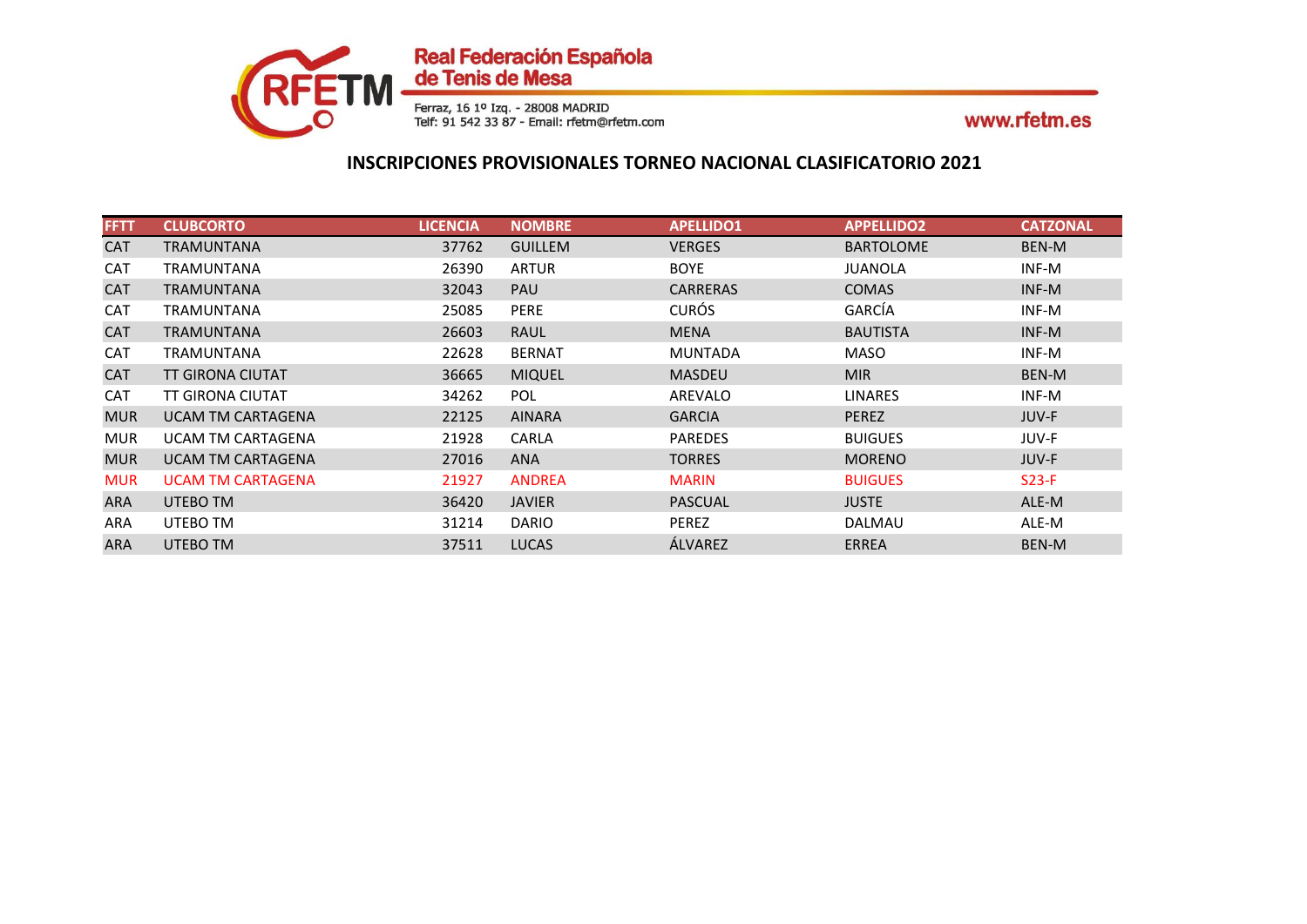## INSCRIPCIONES PROVISIONALES TORNEO NACIONAL CLASIFICATORIO 2021

| FFTT | CLUBCORTO | LICENCIA | NOMBRE | APELLIDO1 | APPELLIDO2 | CATZONAL |
|---|---|---|---|---|---|---|
| CAT | TRAMUNTANA | 37762 | GUILLEM | VERGES | BARTOLOME | BEN-M |
| CAT | TRAMUNTANA | 26390 | ARTUR | BOYE | JUANOLA | INF-M |
| CAT | TRAMUNTANA | 32043 | PAU | CARRERAS | COMAS | INF-M |
| CAT | TRAMUNTANA | 25085 | PERE | CURÓS | GARCÍA | INF-M |
| CAT | TRAMUNTANA | 26603 | RAUL | MENA | BAUTISTA | INF-M |
| CAT | TRAMUNTANA | 22628 | BERNAT | MUNTADA | MASO | INF-M |
| CAT | TT GIRONA CIUTAT | 36665 | MIQUEL | MASDEU | MIR | BEN-M |
| CAT | TT GIRONA CIUTAT | 34262 | POL | AREVALO | LINARES | INF-M |
| MUR | UCAM TM CARTAGENA | 22125 | AINARA | GARCIA | PEREZ | JUV-F |
| MUR | UCAM TM CARTAGENA | 21928 | CARLA | PAREDES | BUIGUES | JUV-F |
| MUR | UCAM TM CARTAGENA | 27016 | ANA | TORRES | MORENO | JUV-F |
| MUR | UCAM TM CARTAGENA | 21927 | ANDREA | MARIN | BUIGUES | S23-F |
| ARA | UTEBO TM | 36420 | JAVIER | PASCUAL | JUSTE | ALE-M |
| ARA | UTEBO TM | 31214 | DARIO | PEREZ | DALMAU | ALE-M |
| ARA | UTEBO TM | 37511 | LUCAS | ÁLVAREZ | ERREA | BEN-M |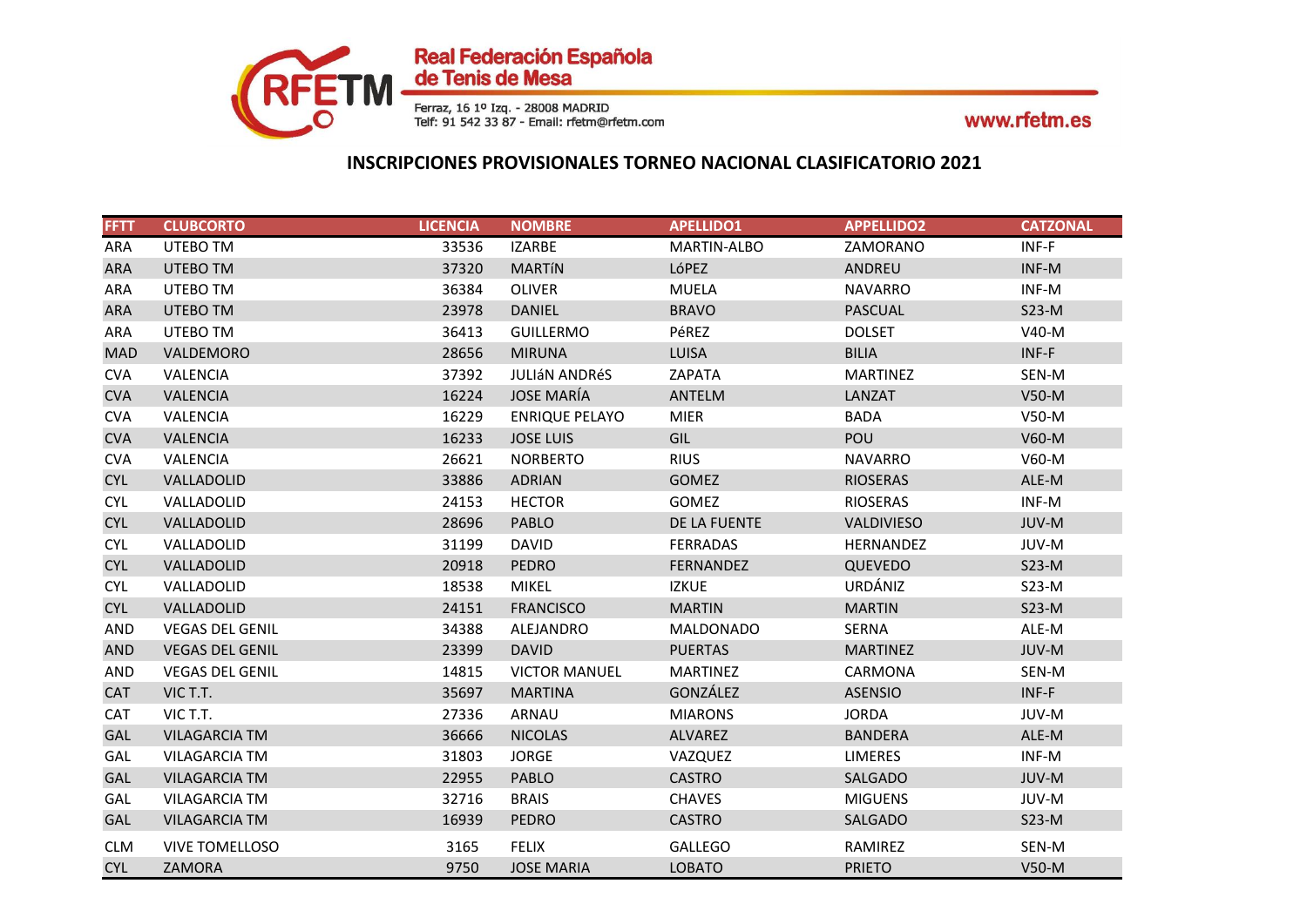## INSCRIPCIONES PROVISIONALES TORNEO NACIONAL CLASIFICATORIO 2021

| FFTT | CLUBCORTO | LICENCIA | NOMBRE | APELLIDO1 | APPELLIDO2 | CATZONAL |
|---|---|---|---|---|---|---|
| ARA | UTEBO TM | 33536 | IZARBE | MARTIN-ALBO | ZAMORANO | INF-F |
| ARA | UTEBO TM | 37320 | MARTíN | LóPEZ | ANDREU | INF-M |
| ARA | UTEBO TM | 36384 | OLIVER | MUELA | NAVARRO | INF-M |
| ARA | UTEBO TM | 23978 | DANIEL | BRAVO | PASCUAL | S23-M |
| ARA | UTEBO TM | 36413 | GUILLERMO | PéREZ | DOLSET | V40-M |
| MAD | VALDEMORO | 28656 | MIRUNA | LUISA | BILIA | INF-F |
| CVA | VALENCIA | 37392 | JULIáN ANDRéS | ZAPATA | MARTINEZ | SEN-M |
| CVA | VALENCIA | 16224 | JOSE MARÍA | ANTELM | LANZAT | V50-M |
| CVA | VALENCIA | 16229 | ENRIQUE PELAYO | MIER | BADA | V50-M |
| CVA | VALENCIA | 16233 | JOSE LUIS | GIL | POU | V60-M |
| CVA | VALENCIA | 26621 | NORBERTO | RIUS | NAVARRO | V60-M |
| CYL | VALLADOLID | 33886 | ADRIAN | GOMEZ | RIOSERAS | ALE-M |
| CYL | VALLADOLID | 24153 | HECTOR | GOMEZ | RIOSERAS | INF-M |
| CYL | VALLADOLID | 28696 | PABLO | DE LA FUENTE | VALDIVIESO | JUV-M |
| CYL | VALLADOLID | 31199 | DAVID | FERRADAS | HERNANDEZ | JUV-M |
| CYL | VALLADOLID | 20918 | PEDRO | FERNANDEZ | QUEVEDO | S23-M |
| CYL | VALLADOLID | 18538 | MIKEL | IZKUE | URDÁNIZ | S23-M |
| CYL | VALLADOLID | 24151 | FRANCISCO | MARTIN | MARTIN | S23-M |
| AND | VEGAS DEL GENIL | 34388 | ALEJANDRO | MALDONADO | SERNA | ALE-M |
| AND | VEGAS DEL GENIL | 23399 | DAVID | PUERTAS | MARTINEZ | JUV-M |
| AND | VEGAS DEL GENIL | 14815 | VICTOR MANUEL | MARTINEZ | CARMONA | SEN-M |
| CAT | VIC T.T. | 35697 | MARTINA | GONZÁLEZ | ASENSIO | INF-F |
| CAT | VIC T.T. | 27336 | ARNAU | MIARONS | JORDA | JUV-M |
| GAL | VILAGARCIA TM | 36666 | NICOLAS | ALVAREZ | BANDERA | ALE-M |
| GAL | VILAGARCIA TM | 31803 | JORGE | VAZQUEZ | LIMERES | INF-M |
| GAL | VILAGARCIA TM | 22955 | PABLO | CASTRO | SALGADO | JUV-M |
| GAL | VILAGARCIA TM | 32716 | BRAIS | CHAVES | MIGUENS | JUV-M |
| GAL | VILAGARCIA TM | 16939 | PEDRO | CASTRO | SALGADO | S23-M |
| CLM | VIVE TOMELLOSO | 3165 | FELIX | GALLEGO | RAMIREZ | SEN-M |
| CYL | ZAMORA | 9750 | JOSE MARIA | LOBATO | PRIETO | V50-M |